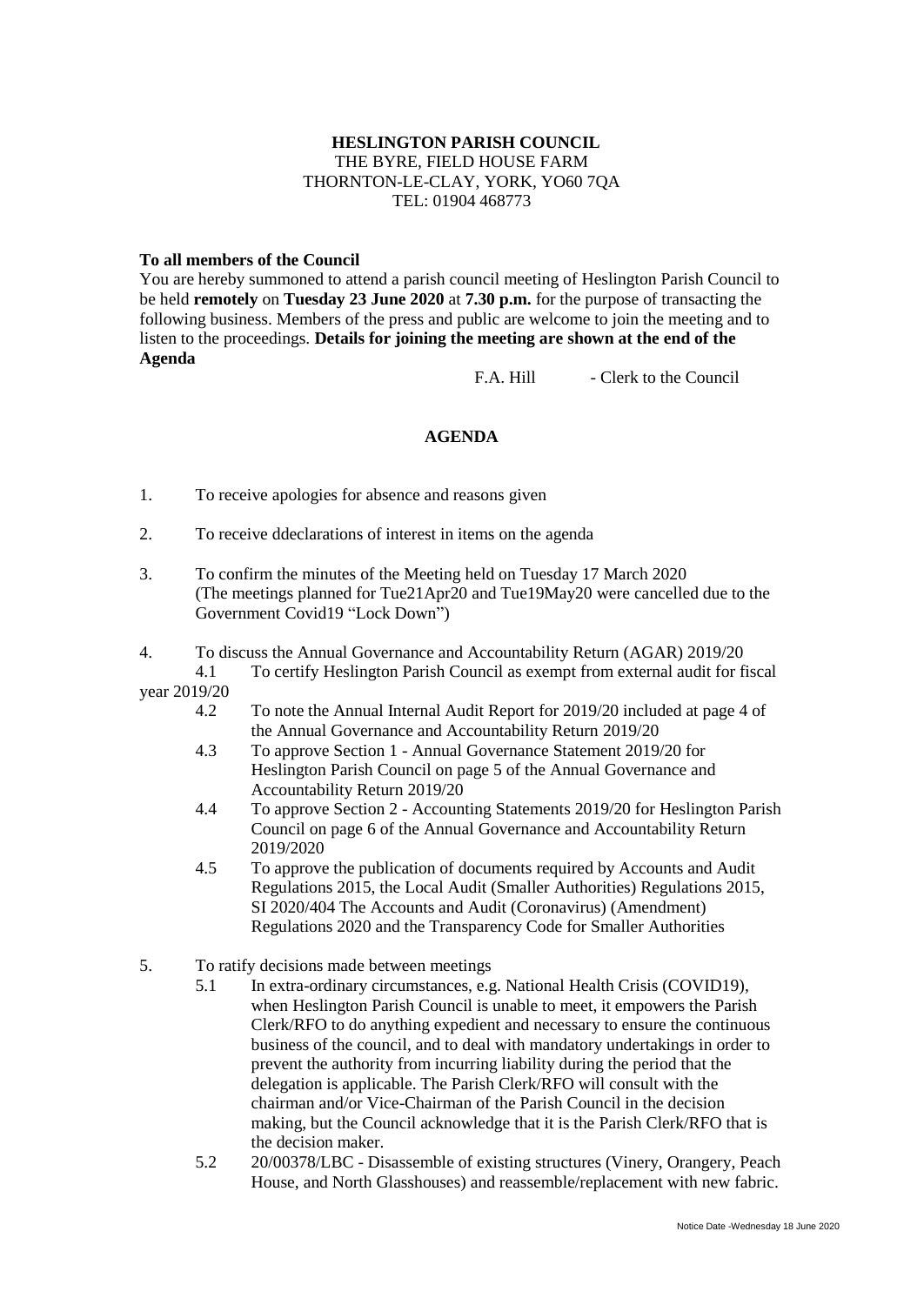**HESLINGTON PARISH COUNCIL**
THE BYRE, FIELD HOUSE FARM
THORNTON-LE-CLAY, YORK, YO60 7QA
TEL: 01904 468773

**To all members of the Council**

You are hereby summoned to attend a parish council meeting of Heslington Parish Council to be held **remotely** on **Tuesday 23 June 2020** at **7.30 p.m.** for the purpose of transacting the following business. Members of the press and public are welcome to join the meeting and to listen to the proceedings. **Details for joining the meeting are shown at the end of the Agenda**

F.A. Hill - Clerk to the Council

**AGENDA**

1. To receive apologies for absence and reasons given
2. To receive ddeclarations of interest in items on the agenda
3. To confirm the minutes of the Meeting held on Tuesday 17 March 2020 (The meetings planned for Tue21Apr20 and Tue19May20 were cancelled due to the Government Covid19 "Lock Down")
4. To discuss the Annual Governance and Accountability Return (AGAR) 2019/20
   - 4.1 To certify Heslington Parish Council as exempt from external audit for fiscal year 2019/20
   - 4.2 To note the Annual Internal Audit Report for 2019/20 included at page 4 of the Annual Governance and Accountability Return 2019/20
   - 4.3 To approve Section 1 - Annual Governance Statement 2019/20 for Heslington Parish Council on page 5 of the Annual Governance and Accountability Return 2019/20
   - 4.4 To approve Section 2 - Accounting Statements 2019/20 for Heslington Parish Council on page 6 of the Annual Governance and Accountability Return 2019/2020
   - 4.5 To approve the publication of documents required by Accounts and Audit Regulations 2015, the Local Audit (Smaller Authorities) Regulations 2015, SI 2020/404 The Accounts and Audit (Coronavirus) (Amendment) Regulations 2020 and the Transparency Code for Smaller Authorities
5. To ratify decisions made between meetings
   - 5.1 In extra-ordinary circumstances, e.g. National Health Crisis (COVID19), when Heslington Parish Council is unable to meet, it empowers the Parish Clerk/RFO to do anything expedient and necessary to ensure the continuous business of the council, and to deal with mandatory undertakings in order to prevent the authority from incurring liability during the period that the delegation is applicable. The Parish Clerk/RFO will consult with the chairman and/or Vice-Chairman of the Parish Council in the decision making, but the Council acknowledge that it is the Parish Clerk/RFO that is the decision maker.
   - 5.2 20/00378/LBC - Disassemble of existing structures (Vinery, Orangery, Peach House, and North Glasshouses) and reassemble/replacement with new fabric.

Notice Date -Wednesday 18 June 2020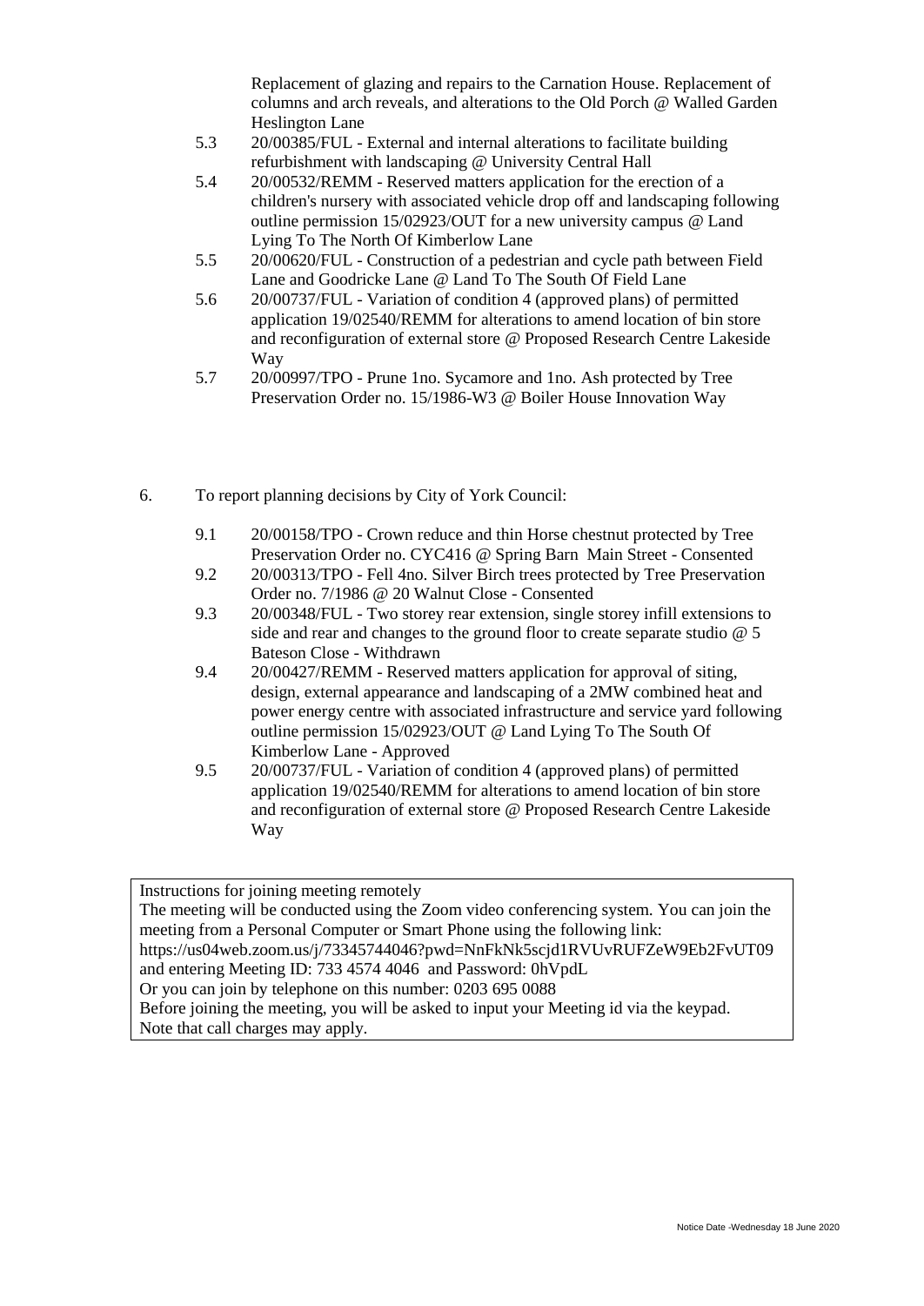Replacement of glazing and repairs to the Carnation House. Replacement of columns and arch reveals, and alterations to the Old Porch @ Walled Garden Heslington Lane

5.3 20/00385/FUL - External and internal alterations to facilitate building refurbishment with landscaping @ University Central Hall

5.4 20/00532/REMM - Reserved matters application for the erection of a children's nursery with associated vehicle drop off and landscaping following outline permission 15/02923/OUT for a new university campus @ Land Lying To The North Of Kimberlow Lane

5.5 20/00620/FUL - Construction of a pedestrian and cycle path between Field Lane and Goodricke Lane @ Land To The South Of Field Lane

5.6 20/00737/FUL - Variation of condition 4 (approved plans) of permitted application 19/02540/REMM for alterations to amend location of bin store and reconfiguration of external store @ Proposed Research Centre Lakeside Way

5.7 20/00997/TPO - Prune 1no. Sycamore and 1no. Ash protected by Tree Preservation Order no. 15/1986-W3 @ Boiler House Innovation Way

6. To report planning decisions by City of York Council:

9.1 20/00158/TPO - Crown reduce and thin Horse chestnut protected by Tree Preservation Order no. CYC416 @ Spring Barn Main Street - Consented

9.2 20/00313/TPO - Fell 4no. Silver Birch trees protected by Tree Preservation Order no. 7/1986 @ 20 Walnut Close - Consented

9.3 20/00348/FUL - Two storey rear extension, single storey infill extensions to side and rear and changes to the ground floor to create separate studio @ 5 Bateson Close - Withdrawn

9.4 20/00427/REMM - Reserved matters application for approval of siting, design, external appearance and landscaping of a 2MW combined heat and power energy centre with associated infrastructure and service yard following outline permission 15/02923/OUT @ Land Lying To The South Of Kimberlow Lane - Approved

9.5 20/00737/FUL - Variation of condition 4 (approved plans) of permitted application 19/02540/REMM for alterations to amend location of bin store and reconfiguration of external store @ Proposed Research Centre Lakeside Way

Instructions for joining meeting remotely
The meeting will be conducted using the Zoom video conferencing system. You can join the meeting from a Personal Computer or Smart Phone using the following link:
https://us04web.zoom.us/j/73345744046?pwd=NnFkNk5scjd1RVUvRUFZeW9Eb2FvUT09
and entering Meeting ID: 733 4574 4046 and Password: 0hVpdL
Or you can join by telephone on this number: 0203 695 0088
Before joining the meeting, you will be asked to input your Meeting id via the keypad.
Note that call charges may apply.

Notice Date -Wednesday 18 June 2020